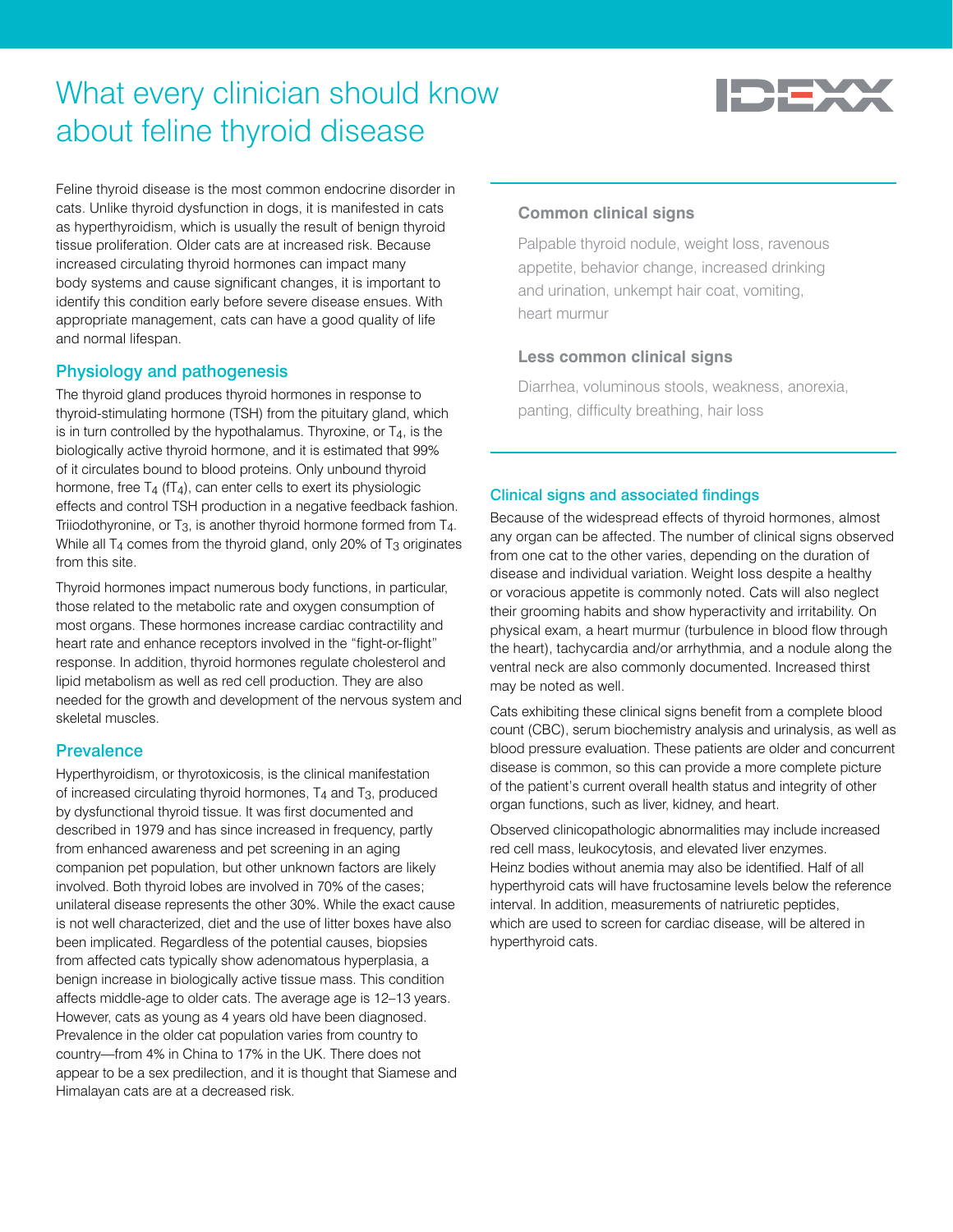# What every clinician should know about feline thyroid disease

Feline thyroid disease is the most common endocrine disorder in cats. Unlike thyroid dysfunction in dogs, it is manifested in cats as hyperthyroidism, which is usually the result of benign thyroid tissue proliferation. Older cats are at increased risk. Because increased circulating thyroid hormones can impact many body systems and cause significant changes, it is important to identify this condition early before severe disease ensues. With appropriate management, cats can have a good quality of life and normal lifespan.

## Physiology and pathogenesis

The thyroid gland produces thyroid hormones in response to thyroid-stimulating hormone (TSH) from the pituitary gland, which is in turn controlled by the hypothalamus. Thyroxine, or $T_4$, is the biologically active thyroid hormone, and it is estimated that 99% of it circulates bound to blood proteins. Only unbound thyroid hormone, free $T_4$ ($fT_4$), can enter cells to exert its physiologic effects and control TSH production in a negative feedback fashion. Triiodothyronine, or $T_3$, is another thyroid hormone formed from $T_4$. While all $T_4$ comes from the thyroid gland, only 20% of $T_3$ originates from this site.

Thyroid hormones impact numerous body functions, in particular, those related to the metabolic rate and oxygen consumption of most organs. These hormones increase cardiac contractility and heart rate and enhance receptors involved in the "fight-or-flight" response. In addition, thyroid hormones regulate cholesterol and lipid metabolism as well as red cell production. They are also needed for the growth and development of the nervous system and skeletal muscles.

## Prevalence

Hyperthyroidism, or thyrotoxicosis, is the clinical manifestation of increased circulating thyroid hormones, $T_4$ and $T_3$, produced by dysfunctional thyroid tissue. It was first documented and described in 1979 and has since increased in frequency, partly from enhanced awareness and pet screening in an aging companion pet population, but other unknown factors are likely involved. Both thyroid lobes are involved in 70% of the cases; unilateral disease represents the other 30%. While the exact cause is not well characterized, diet and the use of litter boxes have also been implicated. Regardless of the potential causes, biopsies from affected cats typically show adenomatous hyperplasia, a benign increase in biologically active tissue mass. This condition affects middle-age to older cats. The average age is 12–13 years. However, cats as young as 4 years old have been diagnosed. Prevalence in the older cat population varies from country to country—from 4% in China to 17% in the UK. There does not appear to be a sex predilection, and it is thought that Siamese and Himalayan cats are at a decreased risk.

### Common clinical signs

Palpable thyroid nodule, weight loss, ravenous appetite, behavior change, increased drinking and urination, unkempt hair coat, vomiting, heart murmur

### Less common clinical signs

Diarrhea, voluminous stools, weakness, anorexia, panting, difficulty breathing, hair loss

## Clinical signs and associated findings

Because of the widespread effects of thyroid hormones, almost any organ can be affected. The number of clinical signs observed from one cat to the other varies, depending on the duration of disease and individual variation. Weight loss despite a healthy or voracious appetite is commonly noted. Cats will also neglect their grooming habits and show hyperactivity and irritability. On physical exam, a heart murmur (turbulence in blood flow through the heart), tachycardia and/or arrhythmia, and a nodule along the ventral neck are also commonly documented. Increased thirst may be noted as well.

Cats exhibiting these clinical signs benefit from a complete blood count (CBC), serum biochemistry analysis and urinalysis, as well as blood pressure evaluation. These patients are older and concurrent disease is common, so this can provide a more complete picture of the patient's current overall health status and integrity of other organ functions, such as liver, kidney, and heart.

Observed clinicopathologic abnormalities may include increased red cell mass, leukocytosis, and elevated liver enzymes. Heinz bodies without anemia may also be identified. Half of all hyperthyroid cats will have fructosamine levels below the reference interval. In addition, measurements of natriuretic peptides, which are used to screen for cardiac disease, will be altered in hyperthyroid cats.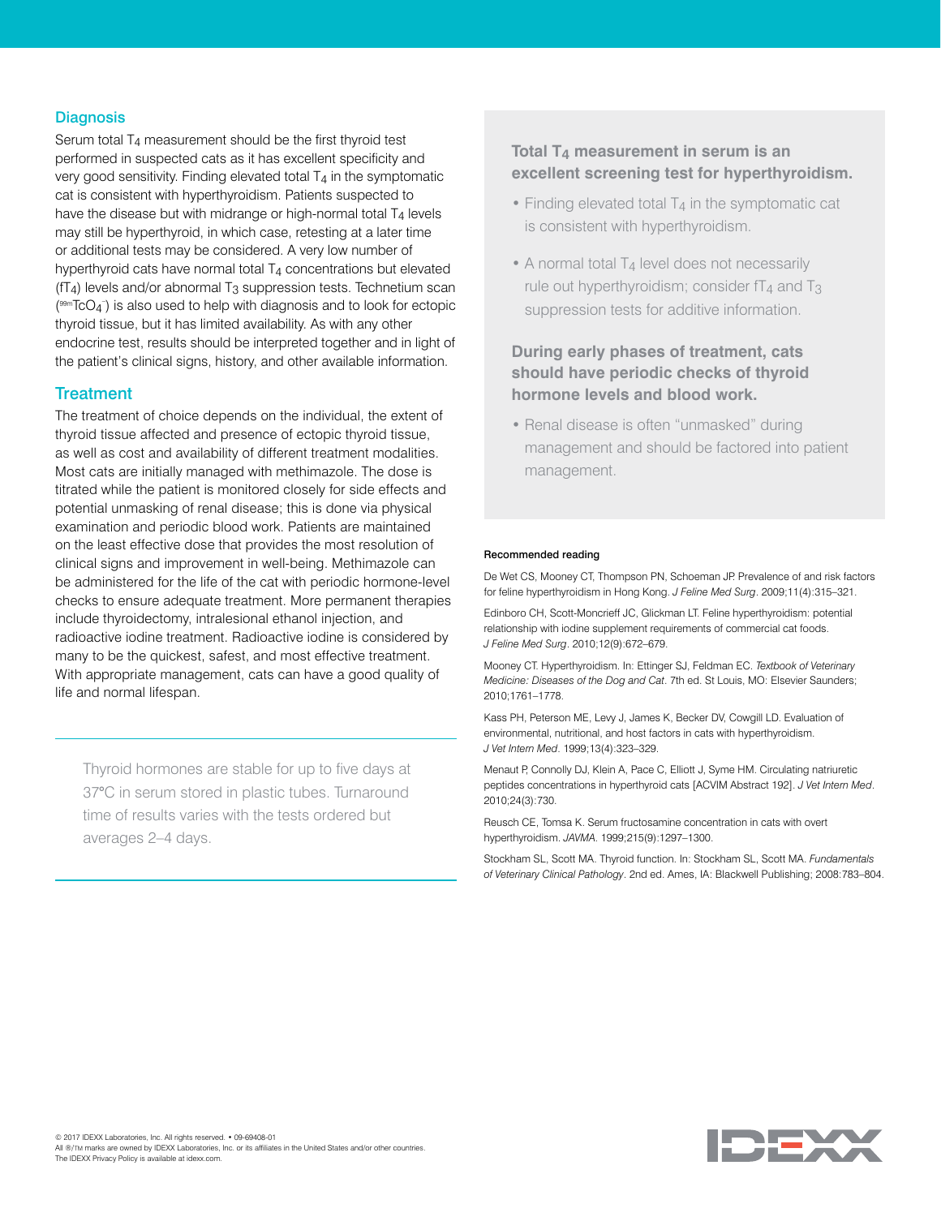## Diagnosis

Serum total $T_4$ measurement should be the first thyroid test performed in suspected cats as it has excellent specificity and very good sensitivity. Finding elevated total $T_4$ in the symptomatic cat is consistent with hyperthyroidism. Patients suspected to have the disease but with midrange or high-normal total $T_4$ levels may still be hyperthyroid, in which case, retesting at a later time or additional tests may be considered. A very low number of hyperthyroid cats have normal total $T_4$ concentrations but elevated ($fT_4$) levels and/or abnormal $T_3$ suppression tests. Technetium scan ($^{99m}TcO_4^-$) is also used to help with diagnosis and to look for ectopic thyroid tissue, but it has limited availability. As with any other endocrine test, results should be interpreted together and in light of the patient's clinical signs, history, and other available information.

## Treatment

The treatment of choice depends on the individual, the extent of thyroid tissue affected and presence of ectopic thyroid tissue, as well as cost and availability of different treatment modalities. Most cats are initially managed with methimazole. The dose is titrated while the patient is monitored closely for side effects and potential unmasking of renal disease; this is done via physical examination and periodic blood work. Patients are maintained on the least effective dose that provides the most resolution of clinical signs and improvement in well-being. Methimazole can be administered for the life of the cat with periodic hormone-level checks to ensure adequate treatment. More permanent therapies include thyroidectomy, intralesional ethanol injection, and radioactive iodine treatment. Radioactive iodine is considered by many to be the quickest, safest, and most effective treatment. With appropriate management, cats can have a good quality of life and normal lifespan.

Thyroid hormones are stable for up to five days at 37°C in serum stored in plastic tubes. Turnaround time of results varies with the tests ordered but averages 2–4 days.

**Total $T_4$ measurement in serum is an excellent screening test for hyperthyroidism.**

- Finding elevated total $T_4$ in the symptomatic cat is consistent with hyperthyroidism.
- A normal total $T_4$ level does not necessarily rule out hyperthyroidism; consider $fT_4$ and $T_3$ suppression tests for additional information.

**During early phases of treatment, cats should have periodic checks of thyroid hormone levels and blood work.**

- Renal disease is often "unmasked" during management and should be factored into patient management.

#### Recommended reading

De Wet CS, Mooney CT, Thompson PN, Schoeman JP. Prevalence of and risk factors for feline hyperthyroidism in Hong Kong. *J Feline Med Surg*. 2009;11(4):315–321.

Edinboro CH, Scott-Moncrieff JC, Glickman LT. Feline hyperthyroidism: potential relationship with iodine supplement requirements of commercial cat foods. *J Feline Med Surg*. 2010;12(9):672–679.

Mooney CT. Hyperthyroidism. In: Ettinger SJ, Feldman EC. *Textbook of Veterinary Medicine: Diseases of the Dog and Cat*. 7th ed. St Louis, MO: Elsevier Saunders; 2010;1761–1778.

Kass PH, Peterson ME, Levy J, James K, Becker DV, Cowgill LD. Evaluation of environmental, nutritional, and host factors in cats with hyperthyroidism. *J Vet Intern Med*. 1999;13(4):323–329.

Menaut P, Connolly DJ, Klein A, Pace C, Elliott J, Syme HM. Circulating natriuretic peptides concentrations in hyperthyroid cats [ACVIM Abstract 192]. *J Vet Intern Med*. 2010;24(3):730.

Reusch CE, Tomsa K. Serum fructosamine concentration in cats with overt hyperthyroidism. *JAVMA*. 1999;215(9):1297–1300.

Stockham SL, Scott MA. Thyroid function. In: Stockham SL, Scott MA. *Fundamentals of Veterinary Clinical Pathology*. 2nd ed. Ames, IA: Blackwell Publishing; 2008:783–804.

© 2017 IDEXX Laboratories, Inc. All rights reserved. • 09-69408-01
All ®/TM marks are owned by IDEXX Laboratories, Inc. or its affiliates in the United States and/or other countries.
The IDEXX Privacy Policy is available at idexx.com.